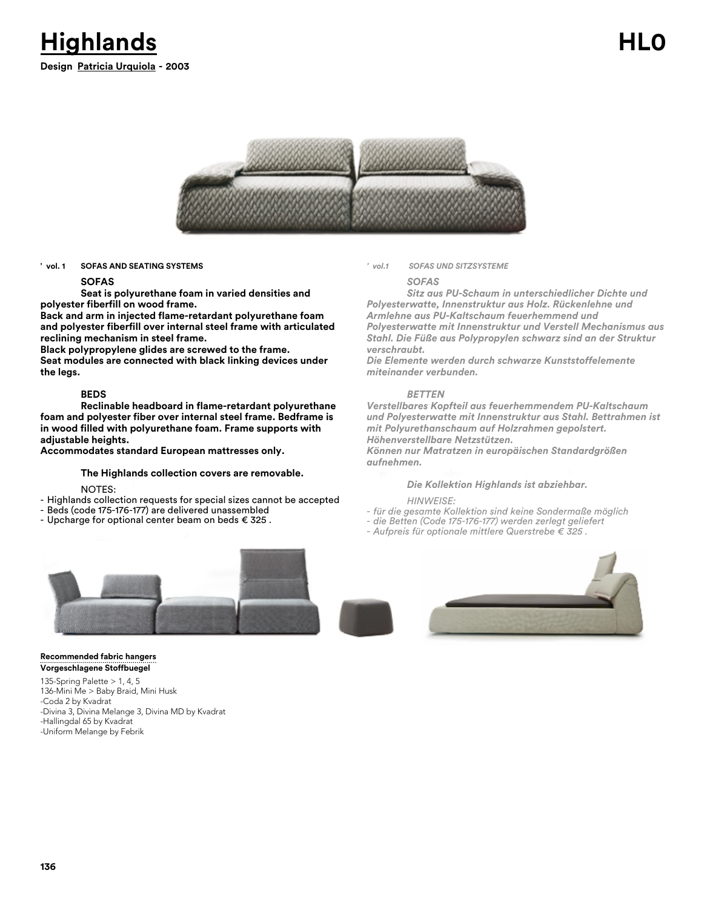# Highlands

**HL0**

**Design Patricia Urquiola - 2003**

**’ vol. 1 SOFAS AND SEATING SYSTEMS**

**SOFAS**

**Seat is polyurethane foam in varied densities and polyester fiberfill on wood frame.**
**Back and arm in injected flame-retardant polyurethane foam and polyester fiberfill over internal steel frame with articulated reclining mechanism in steel frame.**
**Black polypropylene glides are screwed to the frame.**
**Seat modules are connected with black linking devices under the legs.**

**BEDS**

**Reclinable headboard in flame-retardant polyurethane foam and polyester fiber over internal steel frame. Bedframe is in wood filled with polyurethane foam. Frame supports with adjustable heights.**
**Accommodates standard European mattresses only.**

**The Highlands collection covers are removable.**

NOTES:
- Highlands collection requests for special sizes cannot be accepted
- Beds (code 175-176-177) are delivered unassembled
- Upcharge for optional center beam on beds € 325 .

***’ vol.1 SOFAS UND SITZSYSTEME***

***SOFAS***

***Sitz aus PU-Schaum in unterschiedlicher Dichte und Polyesterwatte, Innenstruktur aus Holz. Rückenlehne und Armlehne aus PU-Kaltschaum feuerhemmend und Polyesterwatte mit Innenstruktur und Verstell Mechanismus aus Stahl. Die Füße aus Polypropylen schwarz sind an der Struktur verschraubt.***
***Die Elemente werden durch schwarze Kunststoffelemente miteinander verbunden.***

***BETTEN***

***Verstellbares Kopfteil aus feuerhemmendem PU-Kaltschaum und Polyesterwatte mit Innenstruktur aus Stahl. Bettrahmen ist mit Polyurethanschaum auf Holzrahmen gepolstert. Höhenverstellbare Netzstützen.***
***Können nur Matratzen in europäischen Standardgrößen aufnehmen.***

***Die Kollektion Highlands ist abziehbar.***

*HINWEISE:*
- *für die gesamte Kollektion sind keine Sondermaße möglich*
- *die Betten (Code 175-176-177) werden zerlegt geliefert*
- *Aufpreis für optionale mittlere Querstrebe € 325 .*

**Recommended fabric hangers**
**Vorgeschlagene Stoffbuegel**

135-Spring Palette > 1, 4, 5
136-Mini Me > Baby Braid, Mini Husk
-Coda 2 by Kvadrat
-Divina 3, Divina Melange 3, Divina MD by Kvadrat
-Hallingdal 65 by Kvadrat
-Uniform Melange by Febrik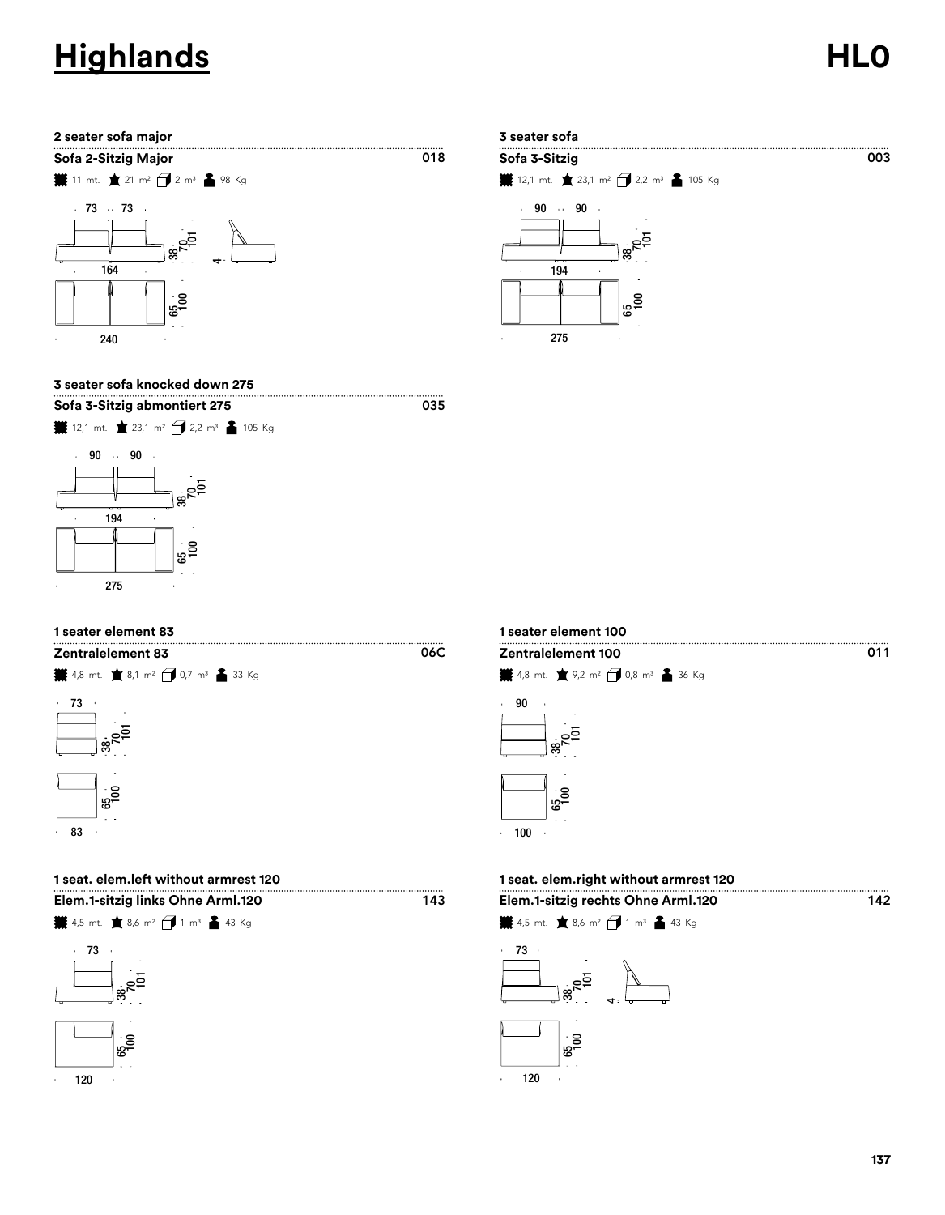# Highlands

# HL0

### 2 seater sofa major

**Sofa 2-Sitzig Major** 018

11 mt. 21 m² 2 m³ 98 Kg

73 73

164

38 70 101

4

65 100

240

### 3 seater sofa

**Sofa 3-Sitzig** 003

12,1 mt. 23,1 m² 2,2 m³ 105 Kg

90 90

194

38 70 101

65 100

275

### 3 seater sofa knocked down 275

**Sofa 3-Sitzig abmontiert 275** 035

12,1 mt. 23,1 m² 2,2 m³ 105 Kg

90 90

194

38 70 101

65 100

275

### 1 seater element 83

**Zentralelement 83** 06C

4,8 mt. 8,1 m² 0,7 m³ 33 Kg

73

38 70 101

65 100

83

### 1 seater element 100

**Zentralelement 100** 011

4,8 mt. 9,2 m² 0,8 m³ 36 Kg

90

38 70 101

65 100

100

### 1 seat. elem.left without armrest 120

**Elem.1-sitzig links Ohne Arml.120** 143

4,5 mt. 8,6 m² 1 m³ 43 Kg

73

38 70 101

65 100

120

### 1 seat. elem.right without armrest 120

**Elem.1-sitzig rechts Ohne Arml.120** 142

4,5 mt. 8,6 m² 1 m³ 43 Kg

73

38 70 101

4

65 100

120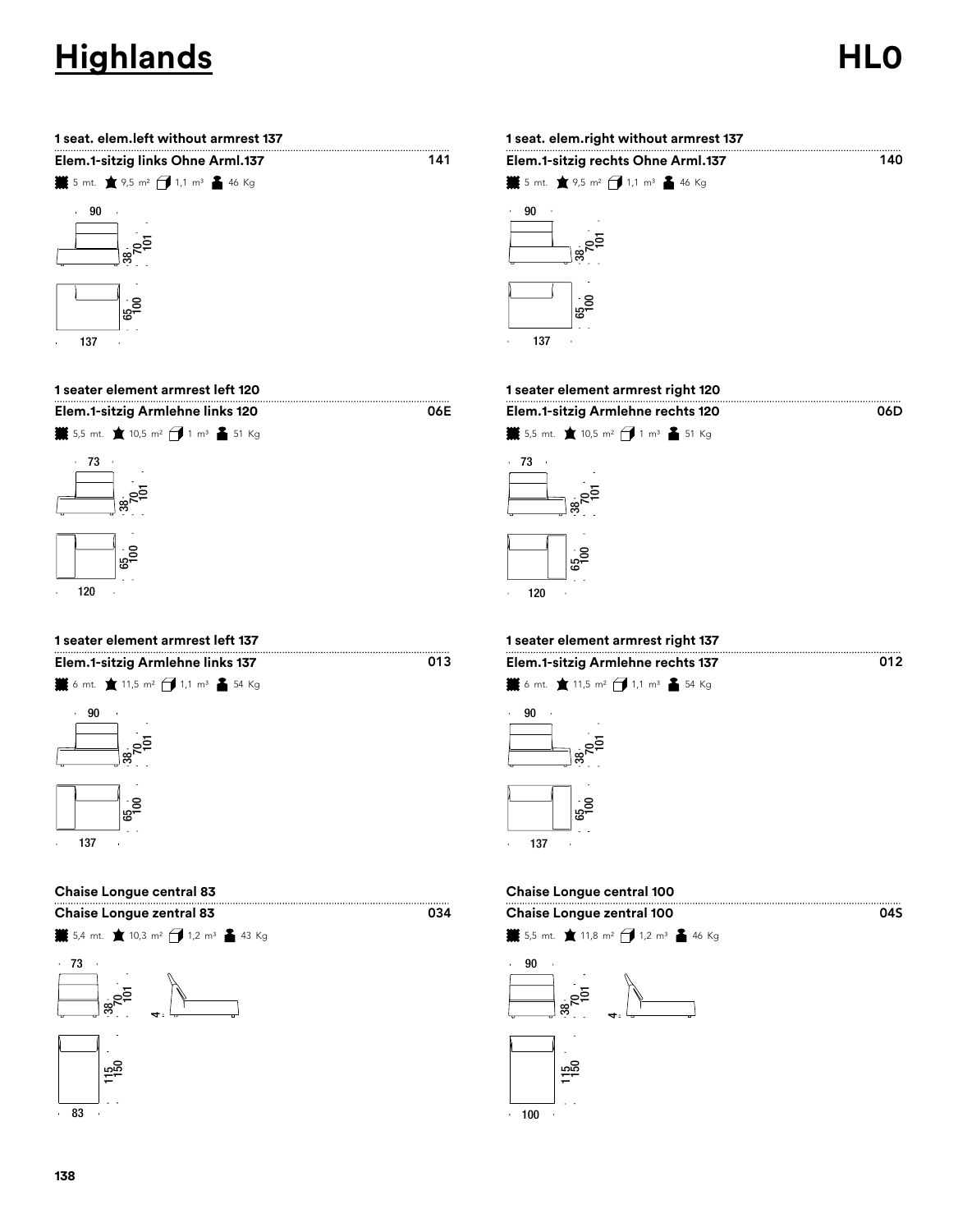# Highlands

## HL0

### 1 seat. elem.left without armrest 137

**Elem.1-sitzig links Ohne Arml.137** — 141

5 mt. · 9,5 m² · 1,1 m³ · 46 Kg

90 · 38 · 70 · 101 · 65 · 100 · 137

### 1 seat. elem.right without armrest 137

**Elem.1-sitzig rechts Ohne Arml.137** — 140

5 mt. · 9,5 m² · 1,1 m³ · 46 Kg

90 · 38 · 70 · 101 · 65 · 100 · 137

### 1 seater element armrest left 120

**Elem.1-sitzig Armlehne links 120** — 06E

5,5 mt. · 10,5 m² · 1 m³ · 51 Kg

73 · 38 · 70 · 101 · 65 · 100 · 120

### 1 seater element armrest right 120

**Elem.1-sitzig Armlehne rechts 120** — 06D

5,5 mt. · 10,5 m² · 1 m³ · 51 Kg

73 · 38 · 70 · 101 · 65 · 100 · 120

### 1 seater element armrest left 137

**Elem.1-sitzig Armlehne links 137** — 013

6 mt. · 11,5 m² · 1,1 m³ · 54 Kg

90 · 38 · 70 · 101 · 65 · 100 · 137

### 1 seater element armrest right 137

**Elem.1-sitzig Armlehne rechts 137** — 012

6 mt. · 11,5 m² · 1,1 m³ · 54 Kg

90 · 38 · 70 · 101 · 65 · 100 · 137

### Chaise Longue central 83

**Chaise Longue zentral 83** — 034

5,4 mt. · 10,3 m² · 1,2 m³ · 43 Kg

73 · 38 · 70 · 101 · 4 · 115 · 150 · 83

### Chaise Longue central 100

**Chaise Longue zentral 100** — 04S

5,5 mt. · 11,8 m² · 1,2 m³ · 46 Kg

90 · 38 · 70 · 101 · 4 · 115 · 150 · 100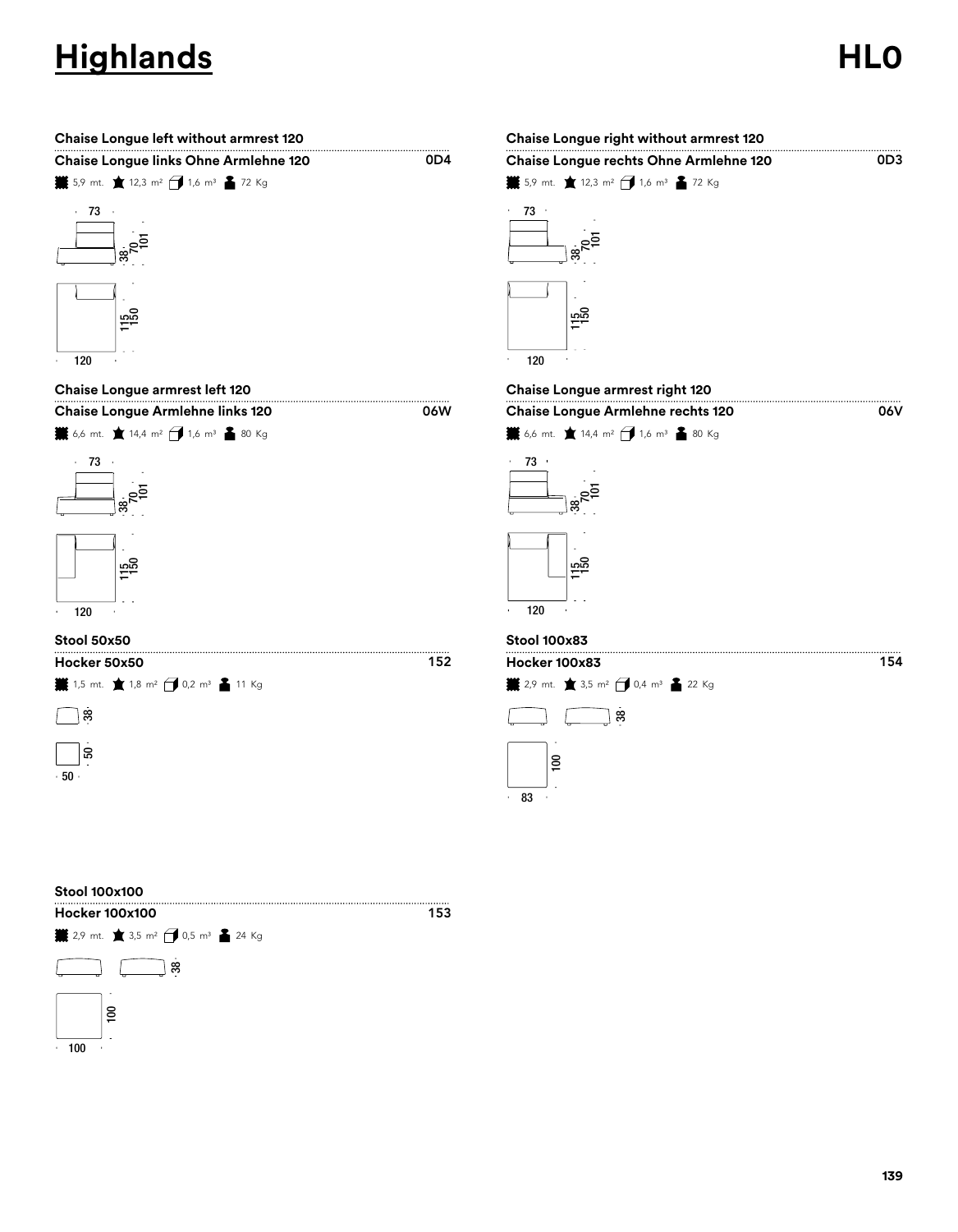# Highlands

## HL0

### Chaise Longue left without armrest 120

**Chaise Longue links Ohne Armlehne 120** — 0D4

5,9 mt. | 12,3 m² | 1,6 m³ | 72 Kg

73 | 38 | 70 | 101

115 | 150 | 120

### Chaise Longue right without armrest 120

**Chaise Longue rechts Ohne Armlehne 120** — 0D3

5,9 mt. | 12,3 m² | 1,6 m³ | 72 Kg

73 | 38 | 70 | 101

115 | 150 | 120

### Chaise Longue armrest left 120

**Chaise Longue Armlehne links 120** — 06W

6,6 mt. | 14,4 m² | 1,6 m³ | 80 Kg

73 | 38 | 70 | 101

115 | 150 | 120

### Chaise Longue armrest right 120

**Chaise Longue Armlehne rechts 120** — 06V

6,6 mt. | 14,4 m² | 1,6 m³ | 80 Kg

73 | 38 | 70 | 101

115 | 150 | 120

### Stool 50x50

**Hocker 50x50** — 152

1,5 mt. | 1,8 m² | 0,2 m³ | 11 Kg

38

50 | 50

### Stool 100x83

**Hocker 100x83** — 154

2,9 mt. | 3,5 m² | 0,4 m³ | 22 Kg

38

100 | 83

### Stool 100x100

**Hocker 100x100** — 153

2,9 mt. | 3,5 m² | 0,5 m³ | 24 Kg

38

100 | 100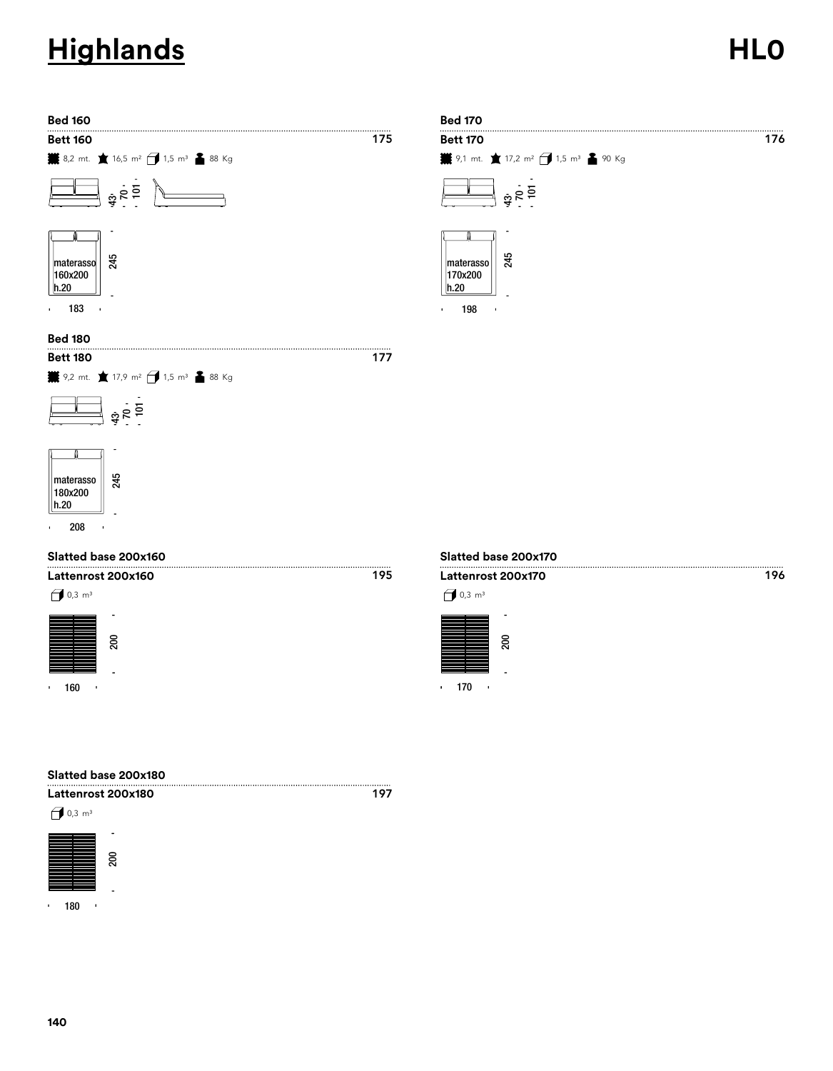# Highlands

HL0

### Bed 160

**Bett 160** 175

8,2 mt. 16,5 m² 1,5 m³ 88 Kg

43 70 101

materasso 160x200 h.20

245

183

### Bed 170

**Bett 170** 176

9,1 mt. 17,2 m² 1,5 m³ 90 Kg

43 70 101

materasso 170x200 h.20

245

198

### Bed 180

**Bett 180** 177

9,2 mt. 17,9 m² 1,5 m³ 88 Kg

43 70 101

materasso 180x200 h.20

245

208

### Slatted base 200x160

**Lattenrost 200x160** 195

0,3 m³

200

160

### Slatted base 200x170

**Lattenrost 200x170** 196

0,3 m³

200

170

### Slatted base 200x180

**Lattenrost 200x180** 197

0,3 m³

200

180